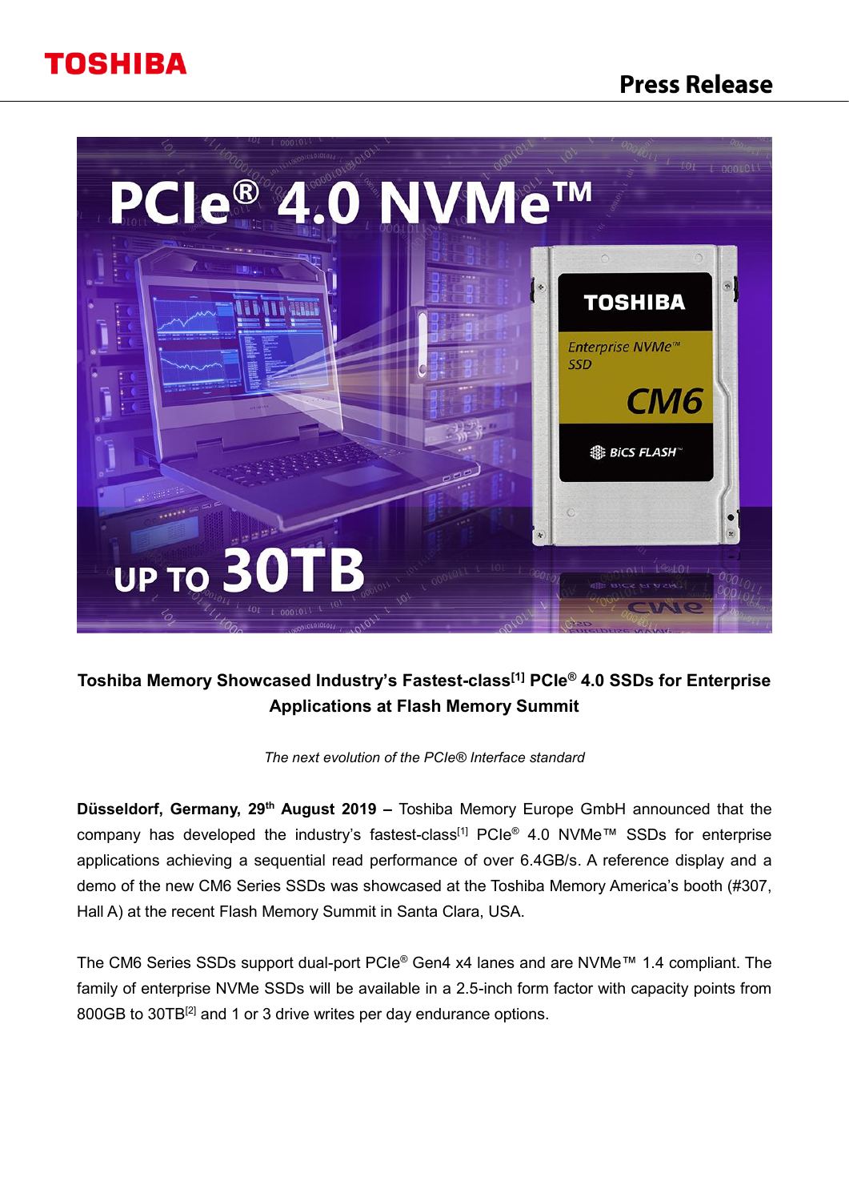# Toshiba Memory Showcased Industry's Fastest-class[1] PCIe® 4.0 SSDs for Enterprise Applications at Flash Memory Summit

*The next evolution of the PCIe® Interface standard*

**Düsseldorf, Germany, 29th August 2019 –** Toshiba Memory Europe GmbH announced that the company has developed the industry's fastest-class[1] PCIe® 4.0 NVMe™ SSDs for enterprise applications achieving a sequential read performance of over 6.4GB/s. A reference display and a demo of the new CM6 Series SSDs was showcased at the Toshiba Memory America's booth (#307, Hall A) at the recent Flash Memory Summit in Santa Clara, USA.

The CM6 Series SSDs support dual-port PCIe® Gen4 x4 lanes and are NVMe™ 1.4 compliant. The family of enterprise NVMe SSDs will be available in a 2.5-inch form factor with capacity points from 800GB to 30TB[2] and 1 or 3 drive writes per day endurance options.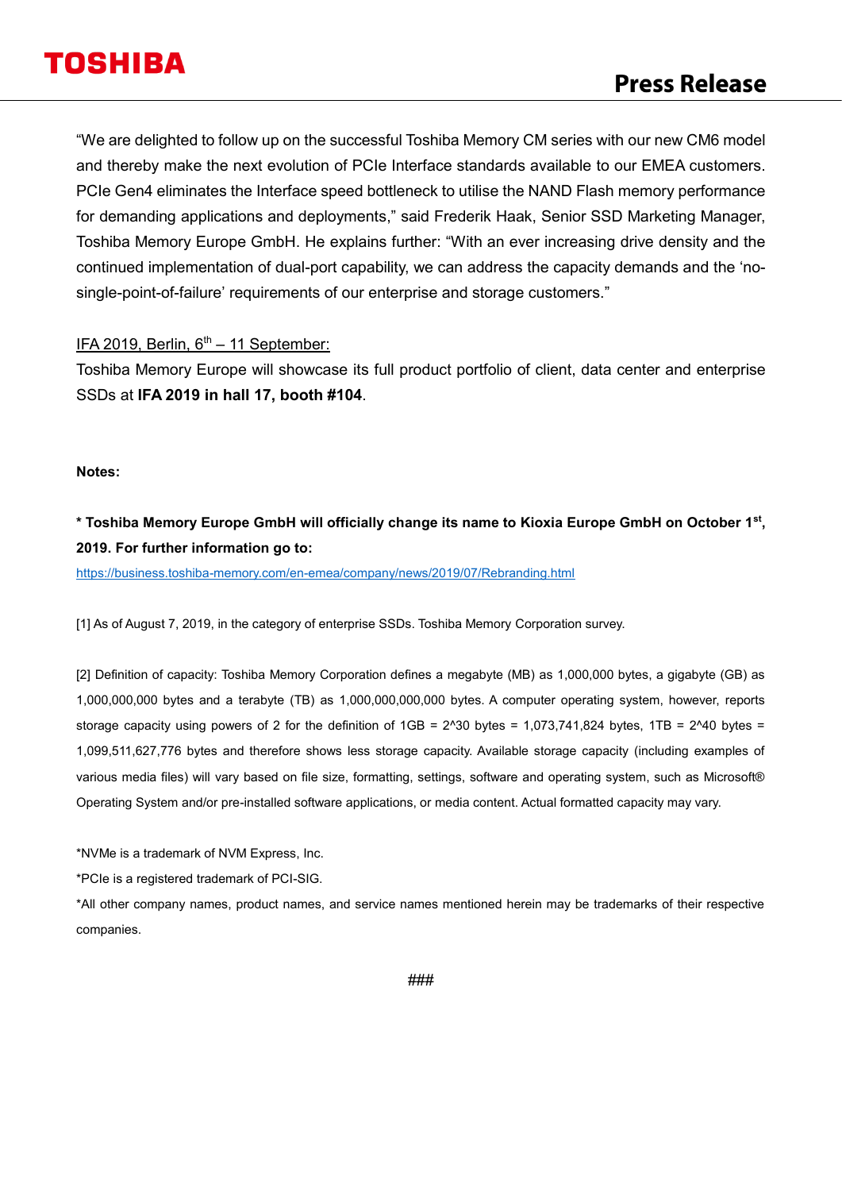"We are delighted to follow up on the successful Toshiba Memory CM series with our new CM6 model and thereby make the next evolution of PCIe Interface standards available to our EMEA customers. PCIe Gen4 eliminates the Interface speed bottleneck to utilise the NAND Flash memory performance for demanding applications and deployments," said Frederik Haak, Senior SSD Marketing Manager, Toshiba Memory Europe GmbH. He explains further: "With an ever increasing drive density and the continued implementation of dual-port capability, we can address the capacity demands and the 'no-single-point-of-failure' requirements of our enterprise and storage customers."

IFA 2019, Berlin, 6th – 11 September:

Toshiba Memory Europe will showcase its full product portfolio of client, data center and enterprise SSDs at **IFA 2019 in hall 17, booth #104**.

**Notes:**

**\* Toshiba Memory Europe GmbH will officially change its name to Kioxia Europe GmbH on October 1st, 2019. For further information go to:**

https://business.toshiba-memory.com/en-emea/company/news/2019/07/Rebranding.html

[1] As of August 7, 2019, in the category of enterprise SSDs. Toshiba Memory Corporation survey.

[2] Definition of capacity: Toshiba Memory Corporation defines a megabyte (MB) as 1,000,000 bytes, a gigabyte (GB) as 1,000,000,000 bytes and a terabyte (TB) as 1,000,000,000,000 bytes. A computer operating system, however, reports storage capacity using powers of 2 for the definition of 1GB = 2^30 bytes = 1,073,741,824 bytes, 1TB = 2^40 bytes = 1,099,511,627,776 bytes and therefore shows less storage capacity. Available storage capacity (including examples of various media files) will vary based on file size, formatting, settings, software and operating system, such as Microsoft® Operating System and/or pre-installed software applications, or media content. Actual formatted capacity may vary.

*NVMe is a trademark of NVM Express, Inc.

*PCIe is a registered trademark of PCI-SIG.

*All other company names, product names, and service names mentioned herein may be trademarks of their respective companies.

###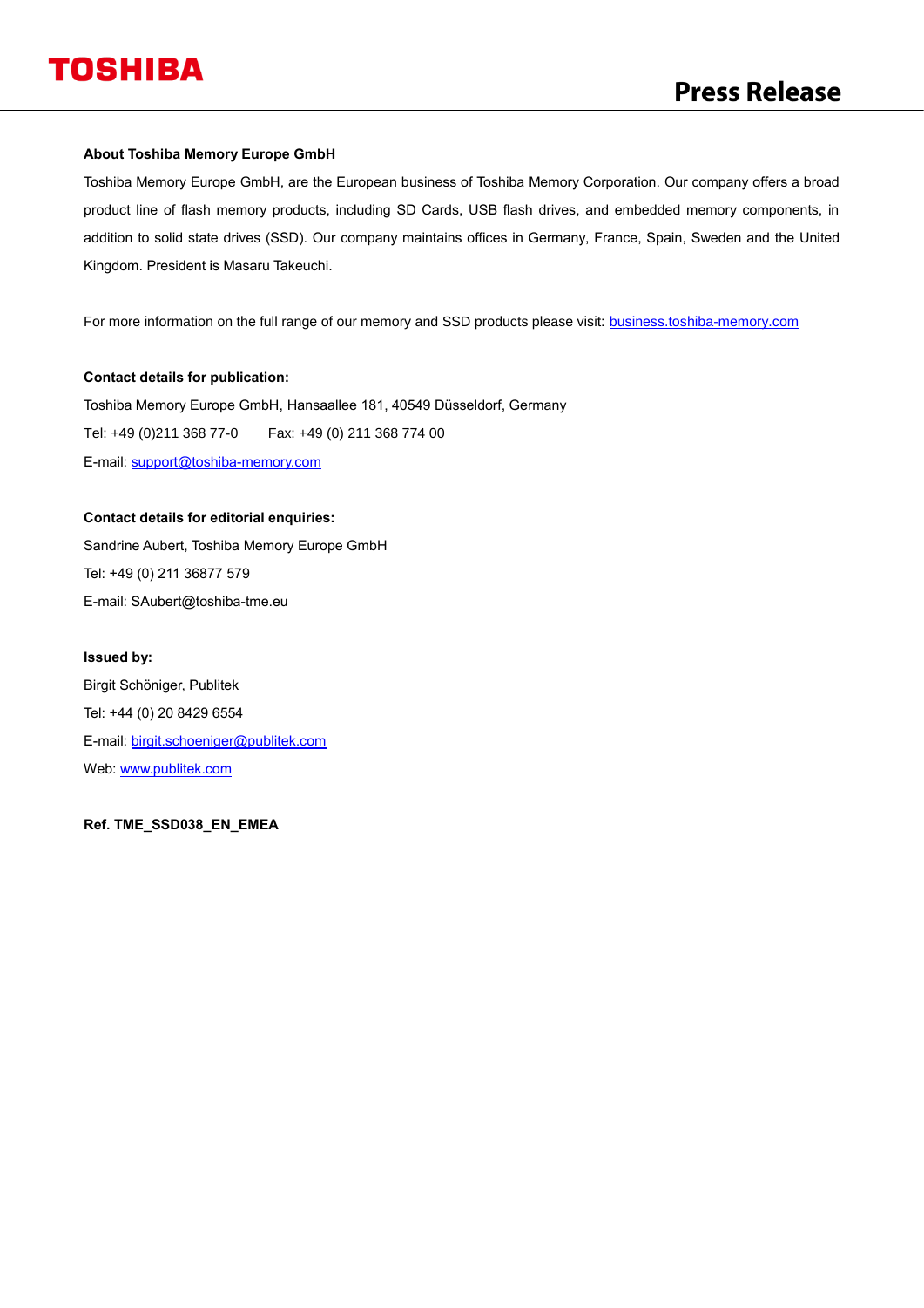**About Toshiba Memory Europe GmbH**

Toshiba Memory Europe GmbH, are the European business of Toshiba Memory Corporation. Our company offers a broad product line of flash memory products, including SD Cards, USB flash drives, and embedded memory components, in addition to solid state drives (SSD). Our company maintains offices in Germany, France, Spain, Sweden and the United Kingdom. President is Masaru Takeuchi.

For more information on the full range of our memory and SSD products please visit: business.toshiba-memory.com

**Contact details for publication:**

Toshiba Memory Europe GmbH, Hansaallee 181, 40549 Düsseldorf, Germany

Tel: +49 (0)211 368 77-0 Fax: +49 (0) 211 368 774 00

E-mail: support@toshiba-memory.com

**Contact details for editorial enquiries:**

Sandrine Aubert, Toshiba Memory Europe GmbH

Tel: +49 (0) 211 36877 579

E-mail: SAubert@toshiba-tme.eu

**Issued by:**

Birgit Schöniger, Publitek

Tel: +44 (0) 20 8429 6554

E-mail: birgit.schoeniger@publitek.com

Web: www.publitek.com

**Ref. TME_SSD038_EN_EMEA**